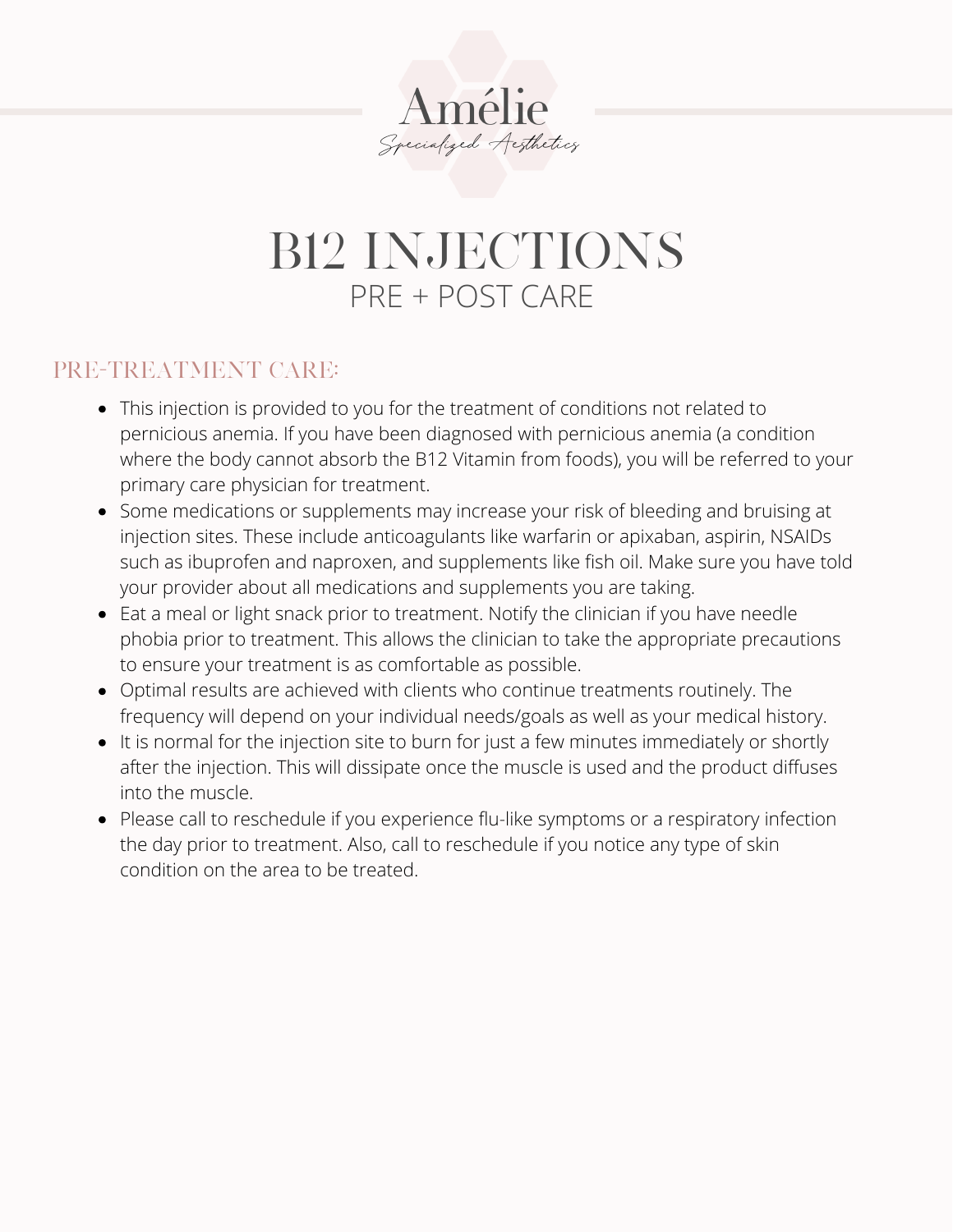Amélie

*Specialized Aesthetics*

# B12 INJECTIONS

## PRE + POST CARE

### PRE-TREATMENT CARE:

- This injection is provided to you for the treatment of conditions not related to pernicious anemia. If you have been diagnosed with pernicious anemia (a condition where the body cannot absorb the B12 Vitamin from foods), you will be referred to your primary care physician for treatment.
- Some medications or supplements may increase your risk of bleeding and bruising at injection sites. These include anticoagulants like warfarin or apixaban, aspirin, NSAIDs such as ibuprofen and naproxen, and supplements like fish oil. Make sure you have told your provider about all medications and supplements you are taking.
- Eat a meal or light snack prior to treatment. Notify the clinician if you have needle phobia prior to treatment. This allows the clinician to take the appropriate precautions to ensure your treatment is as comfortable as possible.
- Optimal results are achieved with clients who continue treatments routinely. The frequency will depend on your individual needs/goals as well as your medical history.
- It is normal for the injection site to burn for just a few minutes immediately or shortly after the injection. This will dissipate once the muscle is used and the product diffuses into the muscle.
- Please call to reschedule if you experience flu-like symptoms or a respiratory infection the day prior to treatment. Also, call to reschedule if you notice any type of skin condition on the area to be treated.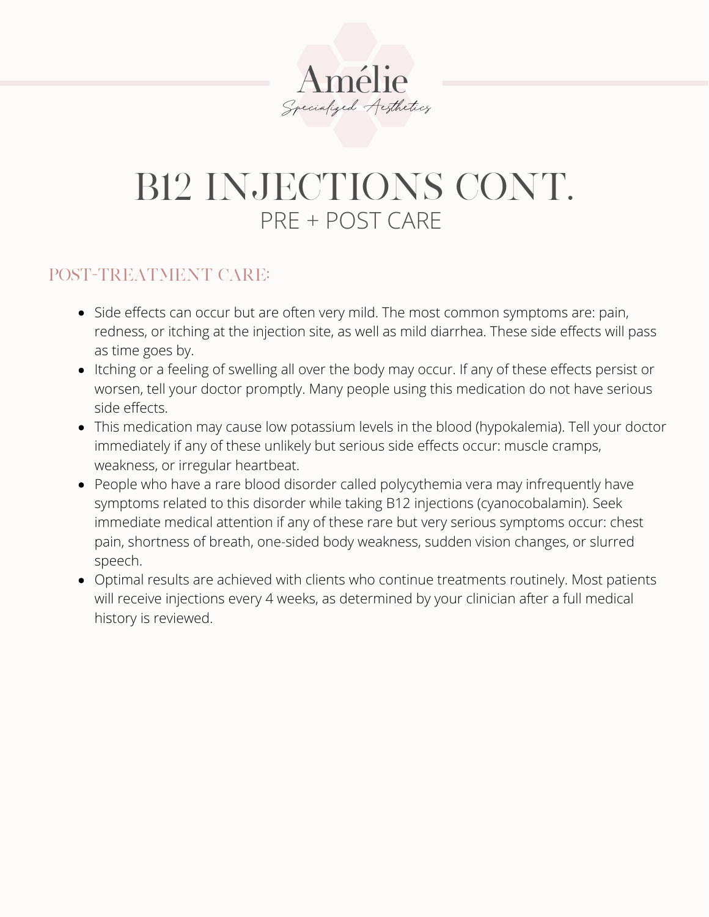Amélie

*Specialized Aesthetics*

# B12 INJECTIONS CONT.

## PRE + POST CARE

### POST-TREATMENT CARE:

- Side effects can occur but are often very mild. The most common symptoms are: pain, redness, or itching at the injection site, as well as mild diarrhea. These side effects will pass as time goes by.
- Itching or a feeling of swelling all over the body may occur. If any of these effects persist or worsen, tell your doctor promptly. Many people using this medication do not have serious side effects.
- This medication may cause low potassium levels in the blood (hypokalemia). Tell your doctor immediately if any of these unlikely but serious side effects occur: muscle cramps, weakness, or irregular heartbeat.
- People who have a rare blood disorder called polycythemia vera may infrequently have symptoms related to this disorder while taking B12 injections (cyanocobalamin). Seek immediate medical attention if any of these rare but very serious symptoms occur: chest pain, shortness of breath, one-sided body weakness, sudden vision changes, or slurred speech.
- Optimal results are achieved with clients who continue treatments routinely. Most patients will receive injections every 4 weeks, as determined by your clinician after a full medical history is reviewed.